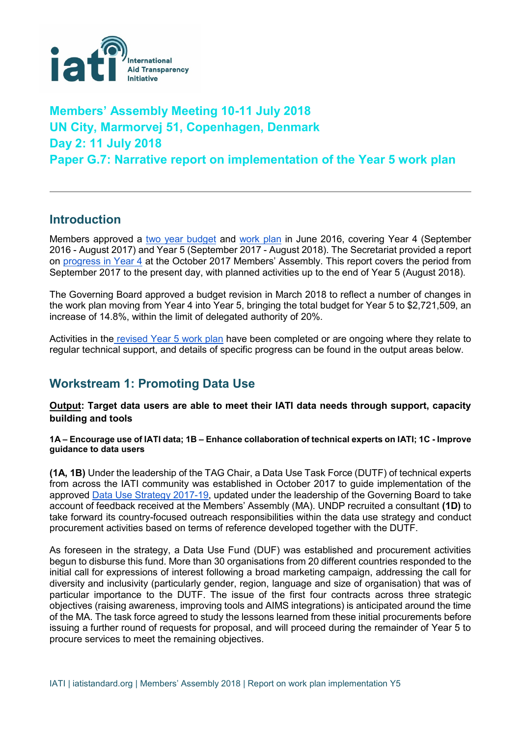# Members' Assembly Meeting 10-11 July 2018
# UN City, Marmorvej 51, Copenhagen, Denmark
# Day 2: 11 July 2018
# Paper G.7: Narrative report on implementation of the Year 5 work plan

## Introduction

Members approved a two year budget and work plan in June 2016, covering Year 4 (September 2016 - August 2017) and Year 5 (September 2017 - August 2018). The Secretariat provided a report on progress in Year 4 at the October 2017 Members' Assembly. This report covers the period from September 2017 to the present day, with planned activities up to the end of Year 5 (August 2018).

The Governing Board approved a budget revision in March 2018 to reflect a number of changes in the work plan moving from Year 4 into Year 5, bringing the total budget for Year 5 to $2,721,509, an increase of 14.8%, within the limit of delegated authority of 20%.

Activities in the revised Year 5 work plan have been completed or are ongoing where they relate to regular technical support, and details of specific progress can be found in the output areas below.

## Workstream 1: Promoting Data Use

**Output: Target data users are able to meet their IATI data needs through support, capacity building and tools**

#### 1A – Encourage use of IATI data; 1B – Enhance collaboration of technical experts on IATI; 1C - Improve guidance to data users

**(1A, 1B)** Under the leadership of the TAG Chair, a Data Use Task Force (DUTF) of technical experts from across the IATI community was established in October 2017 to guide implementation of the approved Data Use Strategy 2017-19, updated under the leadership of the Governing Board to take account of feedback received at the Members' Assembly (MA). UNDP recruited a consultant **(1D)** to take forward its country-focused outreach responsibilities within the data use strategy and conduct procurement activities based on terms of reference developed together with the DUTF.

As foreseen in the strategy, a Data Use Fund (DUF) was established and procurement activities begun to disburse this fund. More than 30 organisations from 20 different countries responded to the initial call for expressions of interest following a broad marketing campaign, addressing the call for diversity and inclusivity (particularly gender, region, language and size of organisation) that was of particular importance to the DUTF. The issue of the first four contracts across three strategic objectives (raising awareness, improving tools and AIMS integrations) is anticipated around the time of the MA. The task force agreed to study the lessons learned from these initial procurements before issuing a further round of requests for proposal, and will proceed during the remainder of Year 5 to procure services to meet the remaining objectives.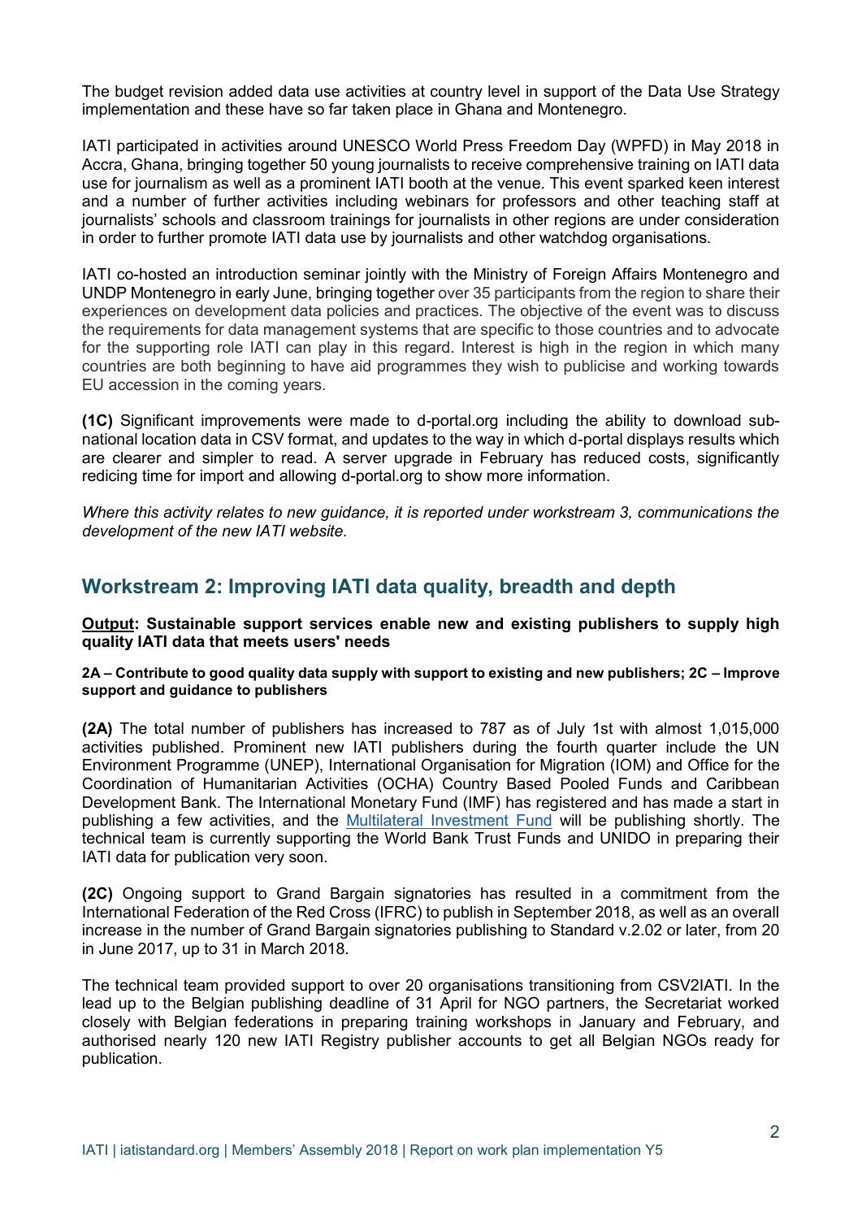The budget revision added data use activities at country level in support of the Data Use Strategy implementation and these have so far taken place in Ghana and Montenegro.

IATI participated in activities around UNESCO World Press Freedom Day (WPFD) in May 2018 in Accra, Ghana, bringing together 50 young journalists to receive comprehensive training on IATI data use for journalism as well as a prominent IATI booth at the venue. This event sparked keen interest and a number of further activities including webinars for professors and other teaching staff at journalists' schools and classroom trainings for journalists in other regions are under consideration in order to further promote IATI data use by journalists and other watchdog organisations.

IATI co-hosted an introduction seminar jointly with the Ministry of Foreign Affairs Montenegro and UNDP Montenegro in early June, bringing together over 35 participants from the region to share their experiences on development data policies and practices. The objective of the event was to discuss the requirements for data management systems that are specific to those countries and to advocate for the supporting role IATI can play in this regard. Interest is high in the region in which many countries are both beginning to have aid programmes they wish to publicise and working towards EU accession in the coming years.

**(1C)** Significant improvements were made to d-portal.org including the ability to download sub-national location data in CSV format, and updates to the way in which d-portal displays results which are clearer and simpler to read. A server upgrade in February has reduced costs, significantly redicing time for import and allowing d-portal.org to show more information.

*Where this activity relates to new guidance, it is reported under workstream 3, communications the development of the new IATI website.*

## Workstream 2: Improving IATI data quality, breadth and depth

**<u>Output</u>: Sustainable support services enable new and existing publishers to supply high quality IATI data that meets users' needs**

**2A – Contribute to good quality data supply with support to existing and new publishers; 2C – Improve support and guidance to publishers**

**(2A)** The total number of publishers has increased to 787 as of July 1st with almost 1,015,000 activities published. Prominent new IATI publishers during the fourth quarter include the UN Environment Programme (UNEP), International Organisation for Migration (IOM) and Office for the Coordination of Humanitarian Activities (OCHA) Country Based Pooled Funds and Caribbean Development Bank. The International Monetary Fund (IMF) has registered and has made a start in publishing a few activities, and the Multilateral Investment Fund will be publishing shortly. The technical team is currently supporting the World Bank Trust Funds and UNIDO in preparing their IATI data for publication very soon.

**(2C)** Ongoing support to Grand Bargain signatories has resulted in a commitment from the International Federation of the Red Cross (IFRC) to publish in September 2018, as well as an overall increase in the number of Grand Bargain signatories publishing to Standard v.2.02 or later, from 20 in June 2017, up to 31 in March 2018.

The technical team provided support to over 20 organisations transitioning from CSV2IATI. In the lead up to the Belgian publishing deadline of 31 April for NGO partners, the Secretariat worked closely with Belgian federations in preparing training workshops in January and February, and authorised nearly 120 new IATI Registry publisher accounts to get all Belgian NGOs ready for publication.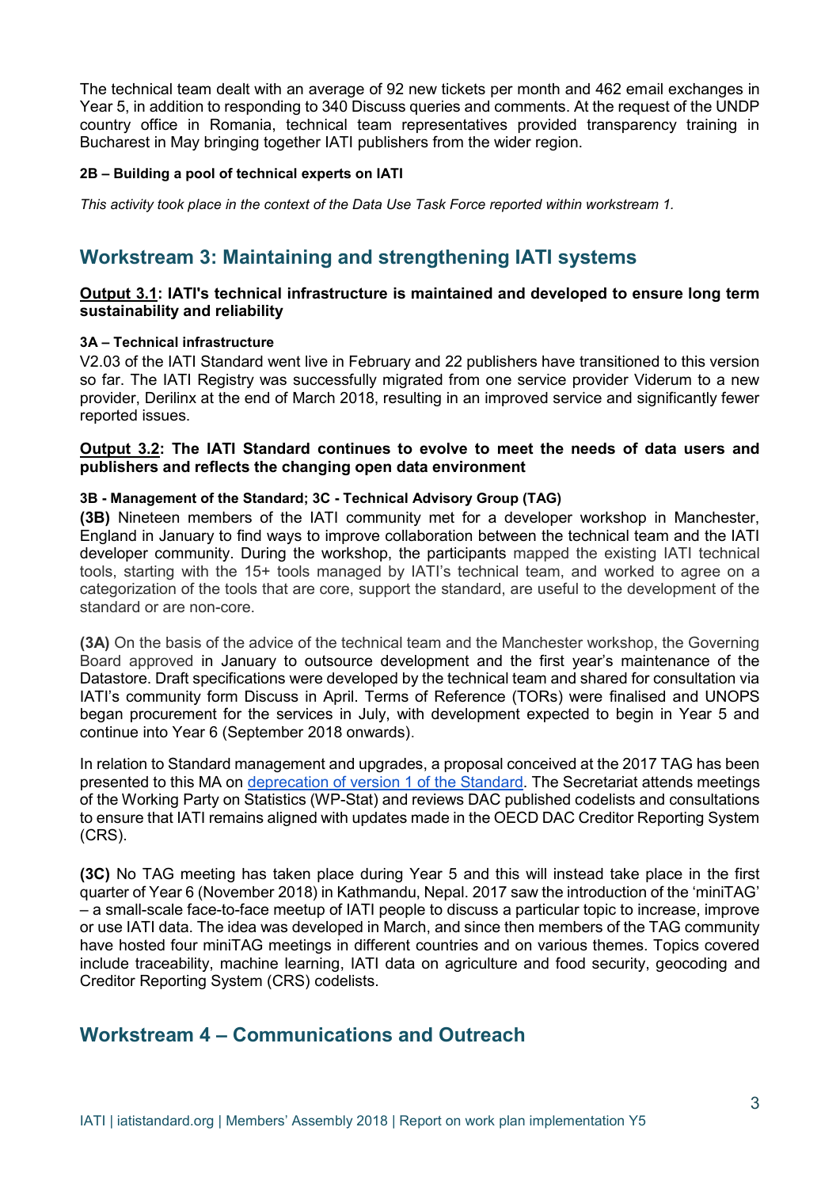The technical team dealt with an average of 92 new tickets per month and 462 email exchanges in Year 5, in addition to responding to 340 Discuss queries and comments. At the request of the UNDP country office in Romania, technical team representatives provided transparency training in Bucharest in May bringing together IATI publishers from the wider region.

#### 2B – Building a pool of technical experts on IATI

*This activity took place in the context of the Data Use Task Force reported within workstream 1.*

## Workstream 3: Maintaining and strengthening IATI systems

**Output 3.1: IATI's technical infrastructure is maintained and developed to ensure long term sustainability and reliability**

#### 3A – Technical infrastructure

V2.03 of the IATI Standard went live in February and 22 publishers have transitioned to this version so far. The IATI Registry was successfully migrated from one service provider Viderum to a new provider, Derilinx at the end of March 2018, resulting in an improved service and significantly fewer reported issues.

**Output 3.2: The IATI Standard continues to evolve to meet the needs of data users and publishers and reflects the changing open data environment**

#### 3B - Management of the Standard; 3C - Technical Advisory Group (TAG)

**(3B)** Nineteen members of the IATI community met for a developer workshop in Manchester, England in January to find ways to improve collaboration between the technical team and the IATI developer community. During the workshop, the participants mapped the existing IATI technical tools, starting with the 15+ tools managed by IATI's technical team, and worked to agree on a categorization of the tools that are core, support the standard, are useful to the development of the standard or are non-core.

**(3A)** On the basis of the advice of the technical team and the Manchester workshop, the Governing Board approved in January to outsource development and the first year's maintenance of the Datastore. Draft specifications were developed by the technical team and shared for consultation via IATI's community form Discuss in April. Terms of Reference (TORs) were finalised and UNOPS began procurement for the services in July, with development expected to begin in Year 5 and continue into Year 6 (September 2018 onwards).

In relation to Standard management and upgrades, a proposal conceived at the 2017 TAG has been presented to this MA on deprecation of version 1 of the Standard. The Secretariat attends meetings of the Working Party on Statistics (WP-Stat) and reviews DAC published codelists and consultations to ensure that IATI remains aligned with updates made in the OECD DAC Creditor Reporting System (CRS).

**(3C)** No TAG meeting has taken place during Year 5 and this will instead take place in the first quarter of Year 6 (November 2018) in Kathmandu, Nepal. 2017 saw the introduction of the 'miniTAG' – a small-scale face-to-face meetup of IATI people to discuss a particular topic to increase, improve or use IATI data. The idea was developed in March, and since then members of the TAG community have hosted four miniTAG meetings in different countries and on various themes. Topics covered include traceability, machine learning, IATI data on agriculture and food security, geocoding and Creditor Reporting System (CRS) codelists.

## Workstream 4 – Communications and Outreach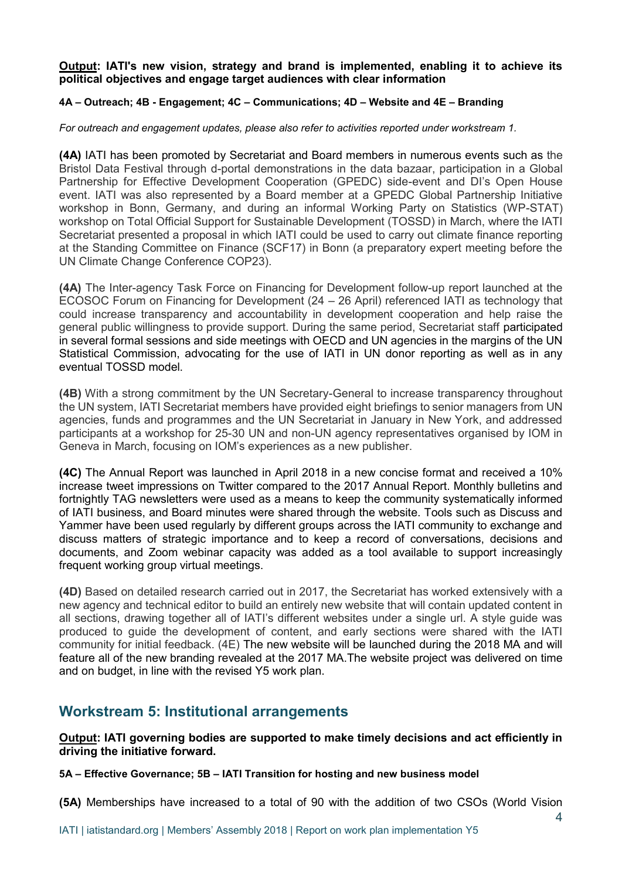**<u>Output</u>: IATI's new vision, strategy and brand is implemented, enabling it to achieve its political objectives and engage target audiences with clear information**

**4A – Outreach; 4B - Engagement; 4C – Communications; 4D – Website and 4E – Branding**

*For outreach and engagement updates, please also refer to activities reported under workstream 1.*

**(4A)** IATI has been promoted by Secretariat and Board members in numerous events such as the Bristol Data Festival through d-portal demonstrations in the data bazaar, participation in a Global Partnership for Effective Development Cooperation (GPEDC) side-event and DI's Open House event. IATI was also represented by a Board member at a GPEDC Global Partnership Initiative workshop in Bonn, Germany, and during an informal Working Party on Statistics (WP-STAT) workshop on Total Official Support for Sustainable Development (TOSSD) in March, where the IATI Secretariat presented a proposal in which IATI could be used to carry out climate finance reporting at the Standing Committee on Finance (SCF17) in Bonn (a preparatory expert meeting before the UN Climate Change Conference COP23).

**(4A)** The Inter-agency Task Force on Financing for Development follow-up report launched at the ECOSOC Forum on Financing for Development (24 – 26 April) referenced IATI as technology that could increase transparency and accountability in development cooperation and help raise the general public willingness to provide support. During the same period, Secretariat staff participated in several formal sessions and side meetings with OECD and UN agencies in the margins of the UN Statistical Commission, advocating for the use of IATI in UN donor reporting as well as in any eventual TOSSD model.

**(4B)** With a strong commitment by the UN Secretary-General to increase transparency throughout the UN system, IATI Secretariat members have provided eight briefings to senior managers from UN agencies, funds and programmes and the UN Secretariat in January in New York, and addressed participants at a workshop for 25-30 UN and non-UN agency representatives organised by IOM in Geneva in March, focusing on IOM's experiences as a new publisher.

**(4C)** The Annual Report was launched in April 2018 in a new concise format and received a 10% increase tweet impressions on Twitter compared to the 2017 Annual Report. Monthly bulletins and fortnightly TAG newsletters were used as a means to keep the community systematically informed of IATI business, and Board minutes were shared through the website. Tools such as Discuss and Yammer have been used regularly by different groups across the IATI community to exchange and discuss matters of strategic importance and to keep a record of conversations, decisions and documents, and Zoom webinar capacity was added as a tool available to support increasingly frequent working group virtual meetings.

**(4D)** Based on detailed research carried out in 2017, the Secretariat has worked extensively with a new agency and technical editor to build an entirely new website that will contain updated content in all sections, drawing together all of IATI's different websites under a single url. A style guide was produced to guide the development of content, and early sections were shared with the IATI community for initial feedback. (4E) The new website will be launched during the 2018 MA and will feature all of the new branding revealed at the 2017 MA.The website project was delivered on time and on budget, in line with the revised Y5 work plan.

## Workstream 5: Institutional arrangements

**<u>Output</u>: IATI governing bodies are supported to make timely decisions and act efficiently in driving the initiative forward.**

**5A – Effective Governance; 5B – IATI Transition for hosting and new business model**

**(5A)** Memberships have increased to a total of 90 with the addition of two CSOs (World Vision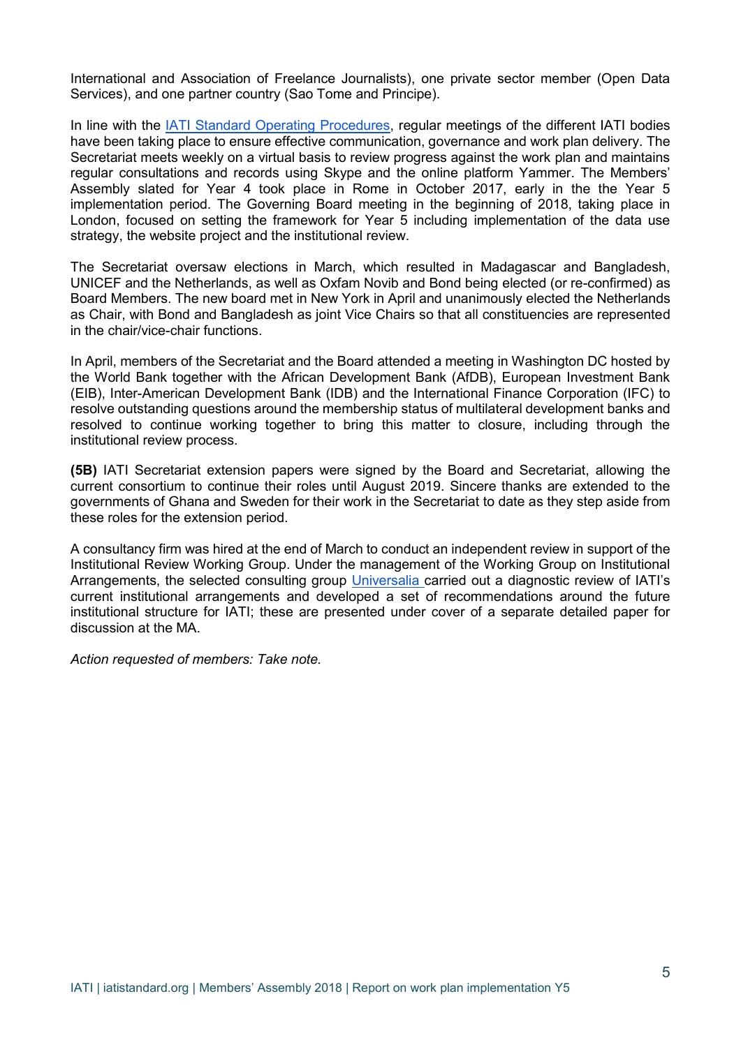International and Association of Freelance Journalists), one private sector member (Open Data Services), and one partner country (Sao Tome and Principe).

In line with the IATI Standard Operating Procedures, regular meetings of the different IATI bodies have been taking place to ensure effective communication, governance and work plan delivery. The Secretariat meets weekly on a virtual basis to review progress against the work plan and maintains regular consultations and records using Skype and the online platform Yammer. The Members' Assembly slated for Year 4 took place in Rome in October 2017, early in the the Year 5 implementation period. The Governing Board meeting in the beginning of 2018, taking place in London, focused on setting the framework for Year 5 including implementation of the data use strategy, the website project and the institutional review.

The Secretariat oversaw elections in March, which resulted in Madagascar and Bangladesh, UNICEF and the Netherlands, as well as Oxfam Novib and Bond being elected (or re-confirmed) as Board Members. The new board met in New York in April and unanimously elected the Netherlands as Chair, with Bond and Bangladesh as joint Vice Chairs so that all constituencies are represented in the chair/vice-chair functions.

In April, members of the Secretariat and the Board attended a meeting in Washington DC hosted by the World Bank together with the African Development Bank (AfDB), European Investment Bank (EIB), Inter-American Development Bank (IDB) and the International Finance Corporation (IFC) to resolve outstanding questions around the membership status of multilateral development banks and resolved to continue working together to bring this matter to closure, including through the institutional review process.

**(5B)** IATI Secretariat extension papers were signed by the Board and Secretariat, allowing the current consortium to continue their roles until August 2019. Sincere thanks are extended to the governments of Ghana and Sweden for their work in the Secretariat to date as they step aside from these roles for the extension period.

A consultancy firm was hired at the end of March to conduct an independent review in support of the Institutional Review Working Group. Under the management of the Working Group on Institutional Arrangements, the selected consulting group Universalia carried out a diagnostic review of IATI's current institutional arrangements and developed a set of recommendations around the future institutional structure for IATI; these are presented under cover of a separate detailed paper for discussion at the MA.

*Action requested of members: Take note.*